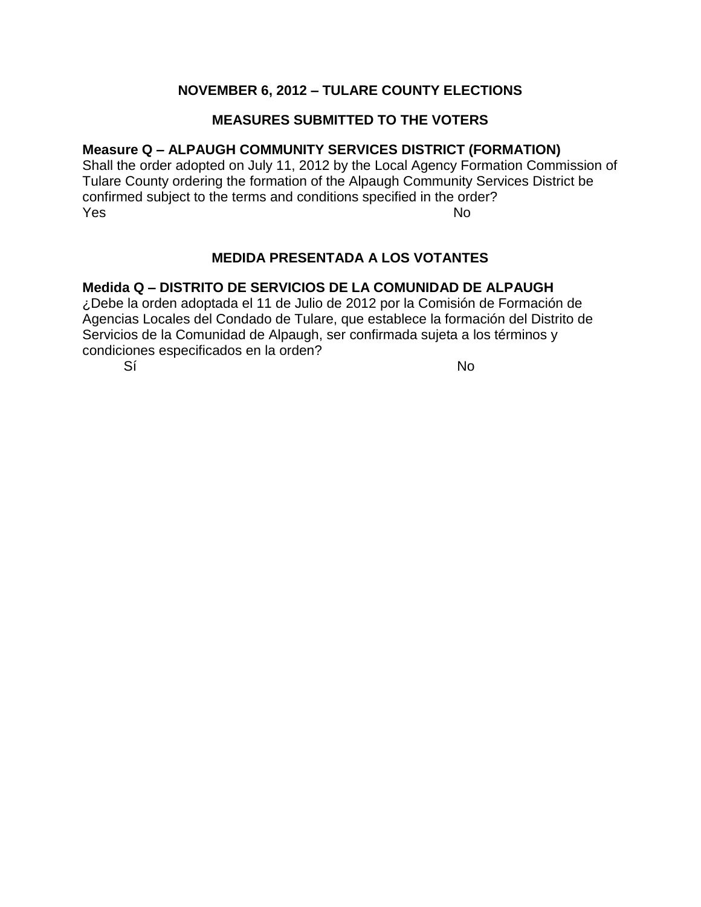## NOVEMBER 6, 2012 – TULARE COUNTY ELECTIONS

## MEASURES SUBMITTED TO THE VOTERS

**Measure Q – ALPAUGH COMMUNITY SERVICES DISTRICT (FORMATION)**
Shall the order adopted on July 11, 2012 by the Local Agency Formation Commission of Tulare County ordering the formation of the Alpaugh Community Services District be confirmed subject to the terms and conditions specified in the order?

Yes No

## MEDIDA PRESENTADA A LOS VOTANTES

**Medida Q – DISTRITO DE SERVICIOS DE LA COMUNIDAD DE ALPAUGH**
¿Debe la orden adoptada el 11 de Julio de 2012 por la Comisión de Formación de Agencias Locales del Condado de Tulare, que establece la formación del Distrito de Servicios de la Comunidad de Alpaugh, ser confirmada sujeta a los términos y condiciones especificados en la orden?

Sí No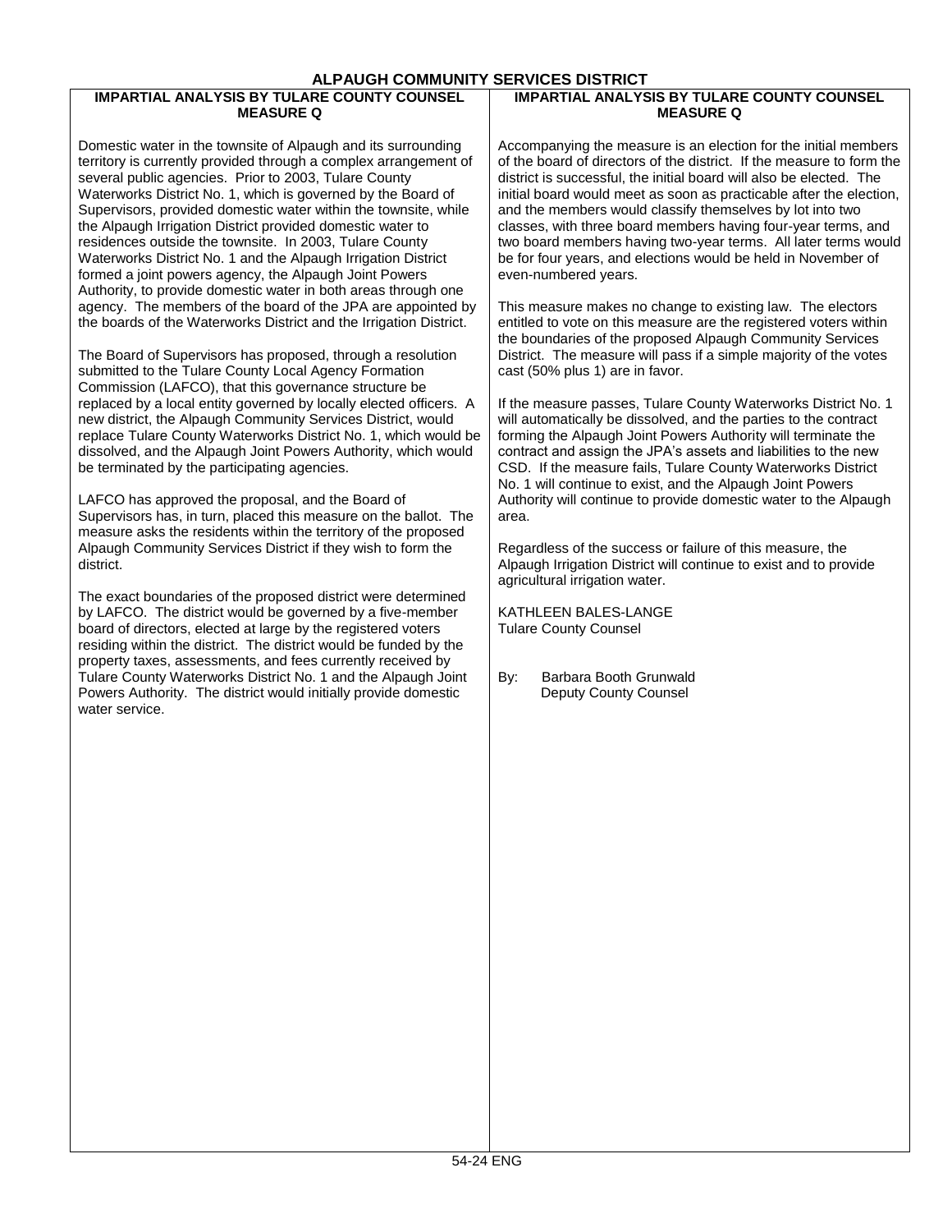# ALPAUGH COMMUNITY SERVICES DISTRICT

## IMPARTIAL ANALYSIS BY TULARE COUNTY COUNSEL MEASURE Q

Domestic water in the townsite of Alpaugh and its surrounding territory is currently provided through a complex arrangement of several public agencies. Prior to 2003, Tulare County Waterworks District No. 1, which is governed by the Board of Supervisors, provided domestic water within the townsite, while the Alpaugh Irrigation District provided domestic water to residences outside the townsite. In 2003, Tulare County Waterworks District No. 1 and the Alpaugh Irrigation District formed a joint powers agency, the Alpaugh Joint Powers Authority, to provide domestic water in both areas through one agency. The members of the board of the JPA are appointed by the boards of the Waterworks District and the Irrigation District.

The Board of Supervisors has proposed, through a resolution submitted to the Tulare County Local Agency Formation Commission (LAFCO), that this governance structure be replaced by a local entity governed by locally elected officers. A new district, the Alpaugh Community Services District, would replace Tulare County Waterworks District No. 1, which would be dissolved, and the Alpaugh Joint Powers Authority, which would be terminated by the participating agencies.

LAFCO has approved the proposal, and the Board of Supervisors has, in turn, placed this measure on the ballot. The measure asks the residents within the territory of the proposed Alpaugh Community Services District if they wish to form the district.

The exact boundaries of the proposed district were determined by LAFCO. The district would be governed by a five-member board of directors, elected at large by the registered voters residing within the district. The district would be funded by the property taxes, assessments, and fees currently received by Tulare County Waterworks District No. 1 and the Alpaugh Joint Powers Authority. The district would initially provide domestic water service.

Accompanying the measure is an election for the initial members of the board of directors of the district. If the measure to form the district is successful, the initial board will also be elected. The initial board would meet as soon as practicable after the election, and the members would classify themselves by lot into two classes, with three board members having four-year terms, and two board members having two-year terms. All later terms would be for four years, and elections would be held in November of even-numbered years.

This measure makes no change to existing law. The electors entitled to vote on this measure are the registered voters within the boundaries of the proposed Alpaugh Community Services District. The measure will pass if a simple majority of the votes cast (50% plus 1) are in favor.

If the measure passes, Tulare County Waterworks District No. 1 will automatically be dissolved, and the parties to the contract forming the Alpaugh Joint Powers Authority will terminate the contract and assign the JPA's assets and liabilities to the new CSD. If the measure fails, Tulare County Waterworks District No. 1 will continue to exist, and the Alpaugh Joint Powers Authority will continue to provide domestic water to the Alpaugh area.

Regardless of the success or failure of this measure, the Alpaugh Irrigation District will continue to exist and to provide agricultural irrigation water.

KATHLEEN BALES-LANGE
Tulare County Counsel

By: Barbara Booth Grunwald
Deputy County Counsel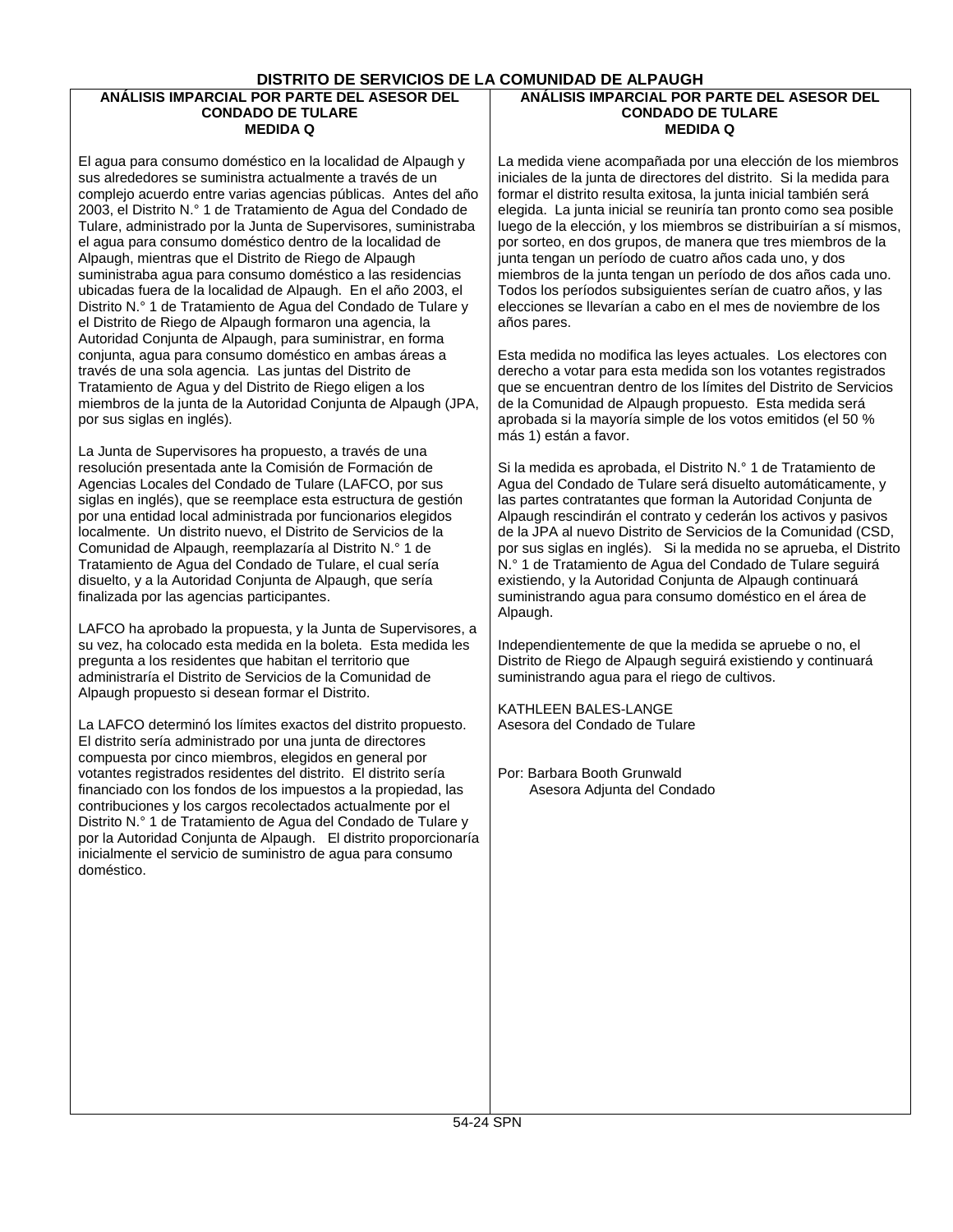# DISTRITO DE SERVICIOS DE LA COMUNIDAD DE ALPAUGH

## ANÁLISIS IMPARCIAL POR PARTE DEL ASESOR DEL CONDADO DE TULARE
## MEDIDA Q

El agua para consumo doméstico en la localidad de Alpaugh y sus alrededores se suministra actualmente a través de un complejo acuerdo entre varias agencias públicas. Antes del año 2003, el Distrito N.° 1 de Tratamiento de Agua del Condado de Tulare, administrado por la Junta de Supervisores, suministraba el agua para consumo doméstico dentro de la localidad de Alpaugh, mientras que el Distrito de Riego de Alpaugh suministraba agua para consumo doméstico a las residencias ubicadas fuera de la localidad de Alpaugh. En el año 2003, el Distrito N.° 1 de Tratamiento de Agua del Condado de Tulare y el Distrito de Riego de Alpaugh formaron una agencia, la Autoridad Conjunta de Alpaugh, para suministrar, en forma conjunta, agua para consumo doméstico en ambas áreas a través de una sola agencia. Las juntas del Distrito de Tratamiento de Agua y del Distrito de Riego eligen a los miembros de la junta de la Autoridad Conjunta de Alpaugh (JPA, por sus siglas en inglés).

La Junta de Supervisores ha propuesto, a través de una resolución presentada ante la Comisión de Formación de Agencias Locales del Condado de Tulare (LAFCO, por sus siglas en inglés), que se reemplace esta estructura de gestión por una entidad local administrada por funcionarios elegidos localmente. Un distrito nuevo, el Distrito de Servicios de la Comunidad de Alpaugh, reemplazaría al Distrito N.° 1 de Tratamiento de Agua del Condado de Tulare, el cual sería disuelto, y a la Autoridad Conjunta de Alpaugh, que sería finalizada por las agencias participantes.

LAFCO ha aprobado la propuesta, y la Junta de Supervisores, a su vez, ha colocado esta medida en la boleta. Esta medida les pregunta a los residentes que habitan el territorio que administraría el Distrito de Servicios de la Comunidad de Alpaugh propuesto si desean formar el Distrito.

La LAFCO determinó los límites exactos del distrito propuesto. El distrito sería administrado por una junta de directores compuesta por cinco miembros, elegidos en general por votantes registrados residentes del distrito. El distrito sería financiado con los fondos de los impuestos a la propiedad, las contribuciones y los cargos recolectados actualmente por el Distrito N.° 1 de Tratamiento de Agua del Condado de Tulare y por la Autoridad Conjunta de Alpaugh. El distrito proporcionaría inicialmente el servicio de suministro de agua para consumo doméstico.

La medida viene acompañada por una elección de los miembros iniciales de la junta de directores del distrito. Si la medida para formar el distrito resulta exitosa, la junta inicial también será elegida. La junta inicial se reuniría tan pronto como sea posible luego de la elección, y los miembros se distribuirían a sí mismos, por sorteo, en dos grupos, de manera que tres miembros de la junta tengan un período de cuatro años cada uno, y dos miembros de la junta tengan un período de dos años cada uno. Todos los períodos subsiguientes serían de cuatro años, y las elecciones se llevarían a cabo en el mes de noviembre de los años pares.

Esta medida no modifica las leyes actuales. Los electores con derecho a votar para esta medida son los votantes registrados que se encuentran dentro de los límites del Distrito de Servicios de la Comunidad de Alpaugh propuesto. Esta medida será aprobada si la mayoría simple de los votos emitidos (el 50 % más 1) están a favor.

Si la medida es aprobada, el Distrito N.° 1 de Tratamiento de Agua del Condado de Tulare será disuelto automáticamente, y las partes contratantes que forman la Autoridad Conjunta de Alpaugh rescindirán el contrato y cederán los activos y pasivos de la JPA al nuevo Distrito de Servicios de la Comunidad (CSD, por sus siglas en inglés). Si la medida no se aprueba, el Distrito N.° 1 de Tratamiento de Agua del Condado de Tulare seguirá existiendo, y la Autoridad Conjunta de Alpaugh continuará suministrando agua para consumo doméstico en el área de Alpaugh.

Independientemente de que la medida se apruebe o no, el Distrito de Riego de Alpaugh seguirá existiendo y continuará suministrando agua para el riego de cultivos.

KATHLEEN BALES-LANGE  
Asesora del Condado de Tulare

Por: Barbara Booth Grunwald  
Asesora Adjunta del Condado

54-24 SPN